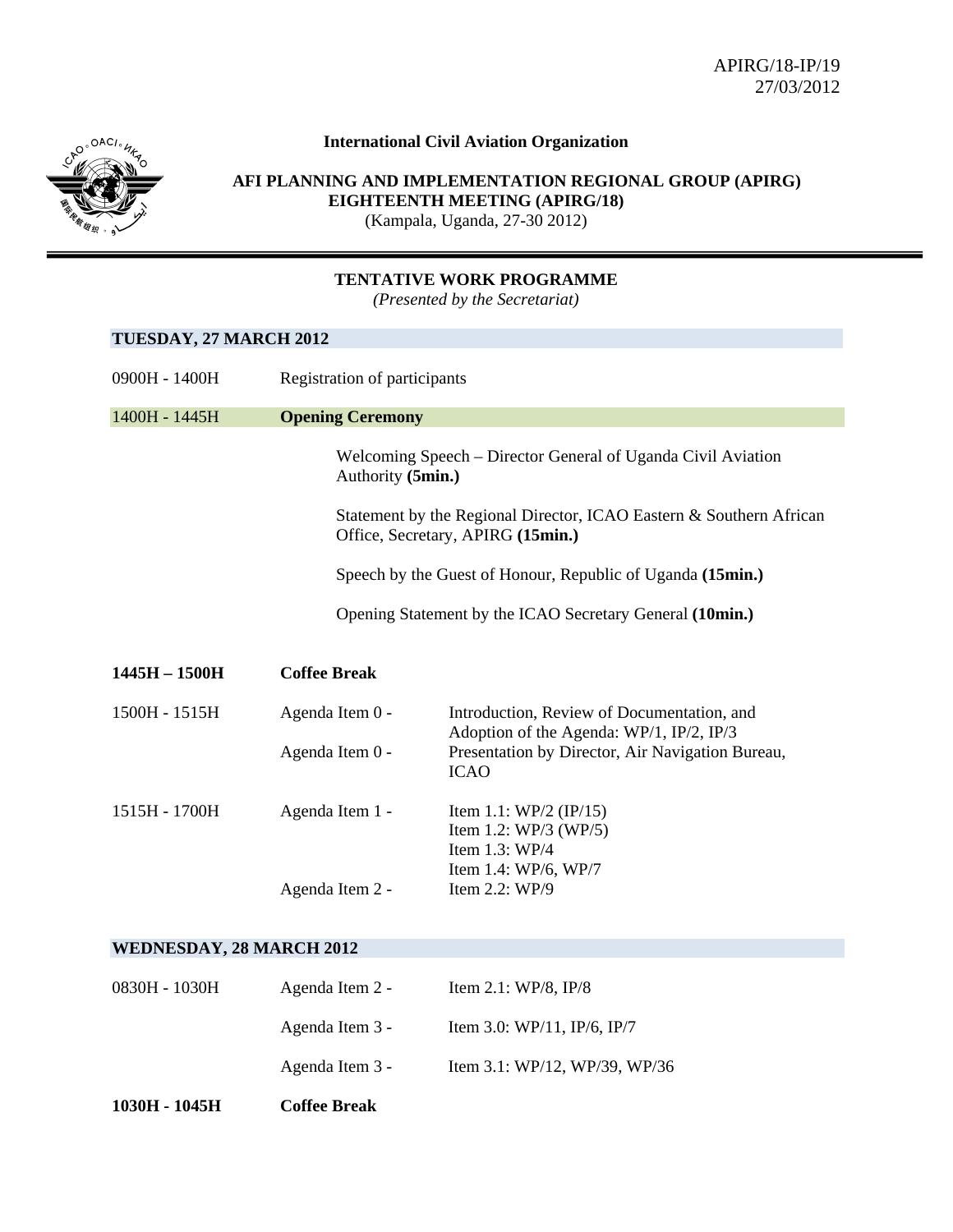APIRG/18-IP/19
27/03/2012

**International Civil Aviation Organization**

**AFI PLANNING AND IMPLEMENTATION REGIONAL GROUP (APIRG)**
**EIGHTEENTH MEETING (APIRG/18)**
(Kampala, Uganda, 27-30 2012)

# TENTATIVE WORK PROGRAMME

*(Presented by the Secretariat)*

## TUESDAY, 27 MARCH 2012

| | | |
|---|---|---|
| 0900H - 1400H | Registration of participants | |
| 1400H - 1445H | **Opening Ceremony** | |
| | Welcoming Speech – Director General of Uganda Civil Aviation Authority **(5min.)** | |
| | Statement by the Regional Director, ICAO Eastern & Southern African Office, Secretary, APIRG **(15min.)** | |
| | Speech by the Guest of Honour, Republic of Uganda **(15min.)** | |
| | Opening Statement by the ICAO Secretary General **(10min.)** | |
| **1445H – 1500H** | **Coffee Break** | |
| 1500H - 1515H | Agenda Item 0 - | Introduction, Review of Documentation, and Adoption of the Agenda: WP/1, IP/2, IP/3 |
| | Agenda Item 0 - | Presentation by Director, Air Navigation Bureau, ICAO |
| 1515H - 1700H | Agenda Item 1 - | Item 1.1: WP/2 (IP/15)<br>Item 1.2: WP/3 (WP/5)<br>Item 1.3: WP/4<br>Item 1.4: WP/6, WP/7 |
| | Agenda Item 2 - | Item 2.2: WP/9 |

## WEDNESDAY, 28 MARCH 2012

| | | |
|---|---|---|
| 0830H - 1030H | Agenda Item 2 - | Item 2.1: WP/8, IP/8 |
| | Agenda Item 3 - | Item 3.0: WP/11, IP/6, IP/7 |
| | Agenda Item 3 - | Item 3.1: WP/12, WP/39, WP/36 |
| **1030H - 1045H** | **Coffee Break** | |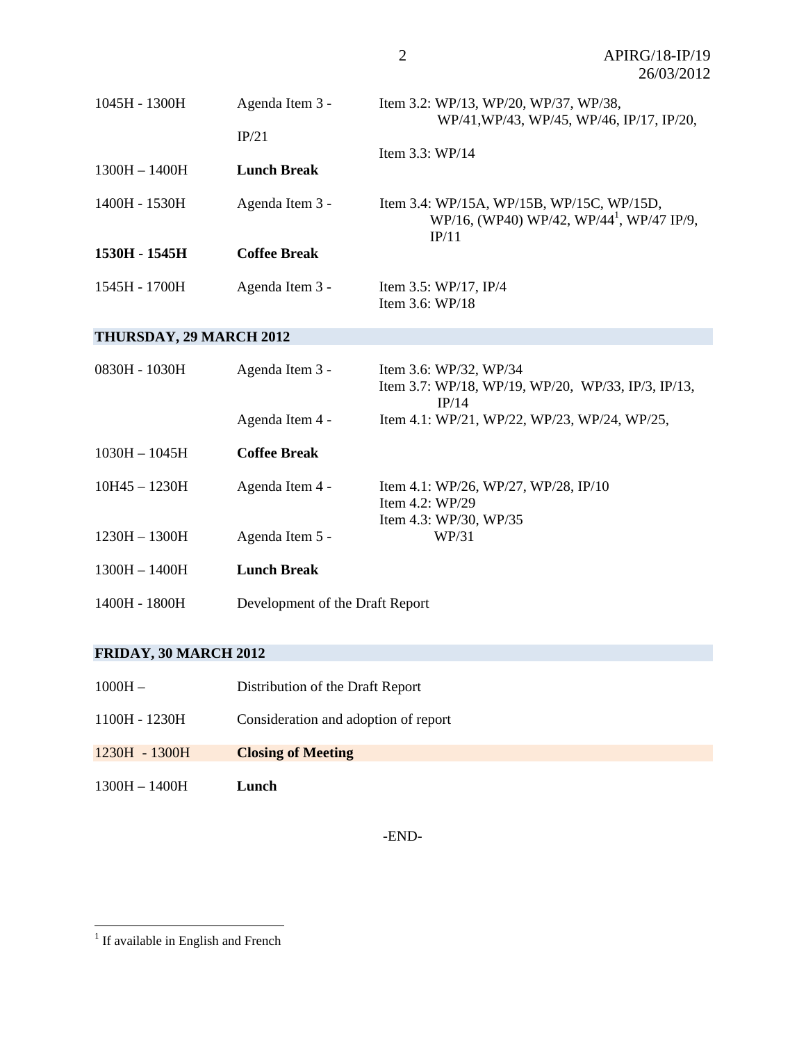| | | |
|---|---|---|
| 1045H - 1300H | Agenda Item 3 - IP/21 | Item 3.2: WP/13, WP/20, WP/37, WP/38, WP/41,WP/43, WP/45, WP/46, IP/17, IP/20, Item 3.3: WP/14 |
| 1300H – 1400H | **Lunch Break** | |
| 1400H - 1530H | Agenda Item 3 - | Item 3.4: WP/15A, WP/15B, WP/15C, WP/15D, WP/16, (WP40) WP/42, WP/44[1], WP/47 IP/9, IP/11 |
| **1530H - 1545H** | **Coffee Break** | |
| 1545H - 1700H | Agenda Item 3 - | Item 3.5: WP/17, IP/4<br>Item 3.6: WP/18 |

**THURSDAY, 29 MARCH 2012**

| | | |
|---|---|---|
| 0830H - 1030H | Agenda Item 3 - | Item 3.6: WP/32, WP/34<br>Item 3.7: WP/18, WP/19, WP/20, WP/33, IP/3, IP/13, IP/14 |
| | Agenda Item 4 - | Item 4.1: WP/21, WP/22, WP/23, WP/24, WP/25, |
| 1030H – 1045H | **Coffee Break** | |
| 10H45 – 1230H | Agenda Item 4 - | Item 4.1: WP/26, WP/27, WP/28, IP/10<br>Item 4.2: WP/29<br>Item 4.3: WP/30, WP/35 |
| 1230H – 1300H | Agenda Item 5 - | WP/31 |
| 1300H – 1400H | **Lunch Break** | |
| 1400H - 1800H | Development of the Draft Report | |

**FRIDAY, 30 MARCH 2012**

| | |
|---|---|
| 1000H – | Distribution of the Draft Report |
| 1100H - 1230H | Consideration and adoption of report |
| 1230H - 1300H | **Closing of Meeting** |
| 1300H – 1400H | **Lunch** |

-END-

[1] If available in English and French